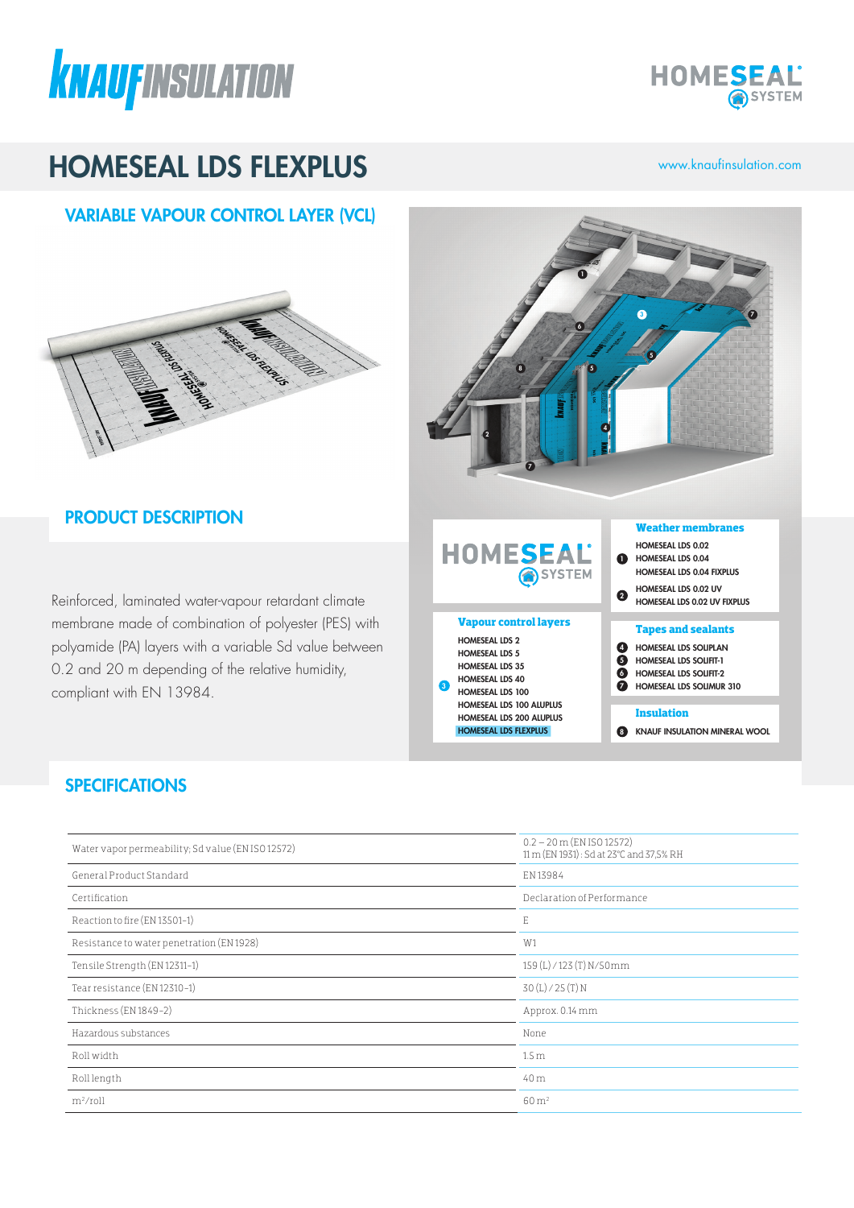# HOMESEAL LDS FLEXPLUS

www.knaufinsulation.com

## VARIABLE VAPOUR CONTROL LAYER (VCL)

## PRODUCT DESCRIPTION

Reinforced, laminated water-vapour retardant climate membrane made of combination of polyester (PES) with polyamide (PA) layers with a variable Sd value between 0.2 and 20 m depending of the relative humidity, compliant with EN 13984.

HOMESEAL SYSTEM

**Weather membranes**

1. HOMESEAL LDS 0.02
   HOMESEAL LDS 0.04
   HOMESEAL LDS 0.04 FIXPLUS
2. HOMESEAL LDS 0.02 UV
   HOMESEAL LDS 0.02 UV FIXPLUS

**Vapour control layers**

3. HOMESEAL LDS 2
   HOMESEAL LDS 5
   HOMESEAL LDS 35
   HOMESEAL LDS 40
   HOMESEAL LDS 100
   HOMESEAL LDS 100 ALUPLUS
   HOMESEAL LDS 200 ALUPLUS
   HOMESEAL LDS FLEXPLUS

**Tapes and sealants**

4. HOMESEAL LDS SOLIPLAN
5. HOMESEAL LDS SOLIFIT-1
6. HOMESEAL LDS SOLIFIT-2
7. HOMESEAL LDS SOLIMUR 310

**Insulation**

8. KNAUF INSULATION MINERAL WOOL

## SPECIFICATIONS

| | |
|---|---|
| Water vapor permeability; Sd value (EN ISO 12572) | 0.2 – 20 m (EN ISO 12572)<br>11 m (EN 1931) : Sd at 23°C and 37,5% RH |
| General Product Standard | EN 13984 |
| Certification | Declaration of Performance |
| Reaction to fire (EN 13501-1) | E |
| Resistance to water penetration (EN 1928) | W1 |
| Tensile Strength (EN 12311-1) | 159 (L) / 123 (T) N/50mm |
| Tear resistance (EN 12310-1) | 30 (L) / 25 (T) N |
| Thickness (EN 1849-2) | Approx. 0.14 mm |
| Hazardous substances | None |
| Roll width | 1.5 m |
| Roll length | 40 m |
| $m^2$/roll | 60 $m^2$ |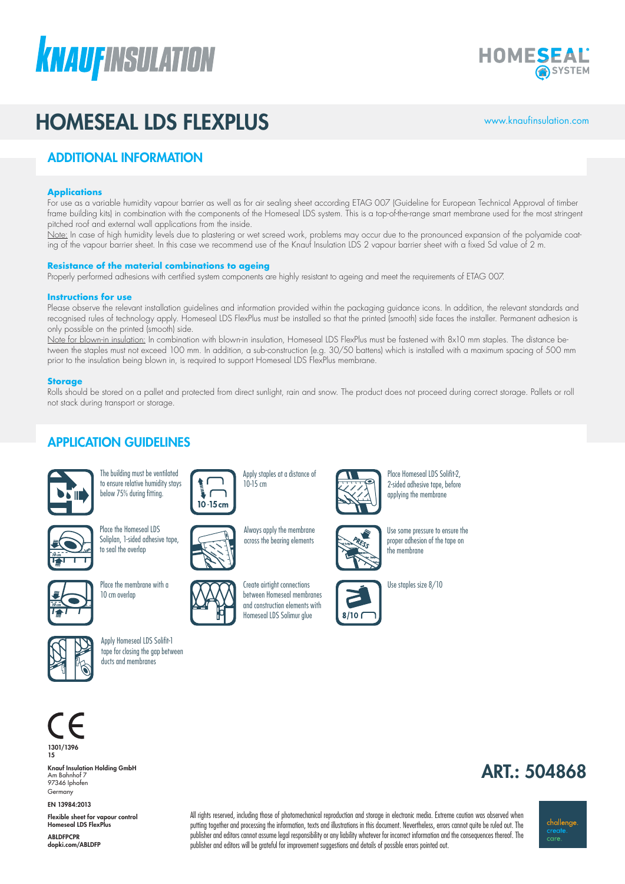# HOMESEAL LDS FLEXPLUS

www.knaufinsulation.com

## ADDITIONAL INFORMATION

### Applications

For use as a variable humidity vapour barrier as well as for air sealing sheet according ETAG 007 (Guideline for European Technical Approval of timber frame building kits) in combination with the components of the Homeseal LDS system. This is a top-of-the-range smart membrane used for the most stringent pitched roof and external wall applications from the inside.

Note: In case of high humidity levels due to plastering or wet screed work, problems may occur due to the pronounced expansion of the polyamide coating of the vapour barrier sheet. In this case we recommend use of the Knauf Insulation LDS 2 vapour barrier sheet with a fixed Sd value of 2 m.

### Resistance of the material combinations to ageing

Properly performed adhesions with certified system components are highly resistant to ageing and meet the requirements of ETAG 007.

### Instructions for use

Please observe the relevant installation guidelines and information provided within the packaging guidance icons. In addition, the relevant standards and recognised rules of technology apply. Homeseal LDS FlexPlus must be installed so that the printed (smooth) side faces the installer. Permanent adhesion is only possible on the printed (smooth) side.

Note for blown-in insulation: In combination with blown-in insulation, Homeseal LDS FlexPlus must be fastened with 8x10 mm staples. The distance between the staples must not exceed 100 mm. In addition, a sub-construction (e.g. 30/50 battens) which is installed with a maximum spacing of 500 mm prior to the insulation being blown in, is required to support Homeseal LDS FlexPlus membrane.

### Storage

Rolls should be stored on a pallet and protected from direct sunlight, rain and snow. The product does not proceed during correct storage. Pallets or roll not stack during transport or storage.

## APPLICATION GUIDELINES

The building must be ventilated to ensure relative humidity stays below 75% during fitting.

Place the Homeseal LDS Soliplan, 1-sided adhesive tape, to seal the overlap

Place the membrane with a 10 cm overlap

Apply Homeseal LDS Solifit-1 tape for closing the gap between ducts and membranes

10 -15 cm

Apply staples at a distance of 10-15 cm

Always apply the membrane across the bearing elements

Create airtight connections between Homeseal membranes and construction elements with Homeseal LDS Solimur glue

Place Homeseal LDS Solifit-2, 2-sided adhesive tape, before applying the membrane

Use some pressure to ensure the proper adhesion of the tape on the membrane

8/10

Use staples size 8/10

1301/1396
15

**Knauf Insulation Holding GmbH**
Am Bahnhof 7
97346 Iphofen
Germany

**EN 13984:2013**

**Flexible sheet for vapour control Homeseal LDS FlexPlus**

**ABLDFPCPR**
**dopki.com/ABLDFP**

## ART.: 504868

All rights reserved, including those of photomechanical reproduction and storage in electronic media. Extreme caution was observed when putting together and processing the information, texts and illustrations in this document. Nevertheless, errors cannot quite be ruled out. The publisher and editors cannot assume legal responsibility or any liability whatever for incorrect information and the consequences thereof. The publisher and editors will be grateful for improvement suggestions and details of possible errors pointed out.

challenge.
create.
care.